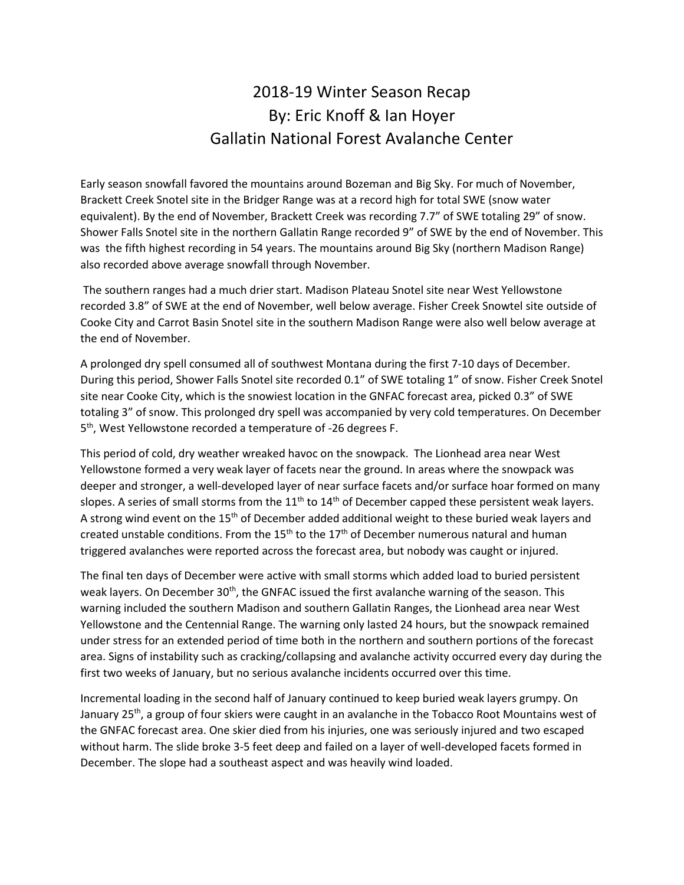# 2018-19 Winter Season Recap
## By: Eric Knoff & Ian Hoyer
## Gallatin National Forest Avalanche Center

Early season snowfall favored the mountains around Bozeman and Big Sky. For much of November, Brackett Creek Snotel site in the Bridger Range was at a record high for total SWE (snow water equivalent). By the end of November, Brackett Creek was recording 7.7" of SWE totaling 29" of snow. Shower Falls Snotel site in the northern Gallatin Range recorded 9" of SWE by the end of November. This was the fifth highest recording in 54 years. The mountains around Big Sky (northern Madison Range) also recorded above average snowfall through November.

The southern ranges had a much drier start. Madison Plateau Snotel site near West Yellowstone recorded 3.8" of SWE at the end of November, well below average. Fisher Creek Snowtel site outside of Cooke City and Carrot Basin Snotel site in the southern Madison Range were also well below average at the end of November.

A prolonged dry spell consumed all of southwest Montana during the first 7-10 days of December. During this period, Shower Falls Snotel site recorded 0.1" of SWE totaling 1" of snow. Fisher Creek Snotel site near Cooke City, which is the snowiest location in the GNFAC forecast area, picked 0.3" of SWE totaling 3" of snow. This prolonged dry spell was accompanied by very cold temperatures. On December 5th, West Yellowstone recorded a temperature of -26 degrees F.

This period of cold, dry weather wreaked havoc on the snowpack. The Lionhead area near West Yellowstone formed a very weak layer of facets near the ground. In areas where the snowpack was deeper and stronger, a well-developed layer of near surface facets and/or surface hoar formed on many slopes. A series of small storms from the 11th to 14th of December capped these persistent weak layers. A strong wind event on the 15th of December added additional weight to these buried weak layers and created unstable conditions. From the 15th to the 17th of December numerous natural and human triggered avalanches were reported across the forecast area, but nobody was caught or injured.

The final ten days of December were active with small storms which added load to buried persistent weak layers. On December 30th, the GNFAC issued the first avalanche warning of the season. This warning included the southern Madison and southern Gallatin Ranges, the Lionhead area near West Yellowstone and the Centennial Range. The warning only lasted 24 hours, but the snowpack remained under stress for an extended period of time both in the northern and southern portions of the forecast area. Signs of instability such as cracking/collapsing and avalanche activity occurred every day during the first two weeks of January, but no serious avalanche incidents occurred over this time.

Incremental loading in the second half of January continued to keep buried weak layers grumpy. On January 25th, a group of four skiers were caught in an avalanche in the Tobacco Root Mountains west of the GNFAC forecast area. One skier died from his injuries, one was seriously injured and two escaped without harm. The slide broke 3-5 feet deep and failed on a layer of well-developed facets formed in December. The slope had a southeast aspect and was heavily wind loaded.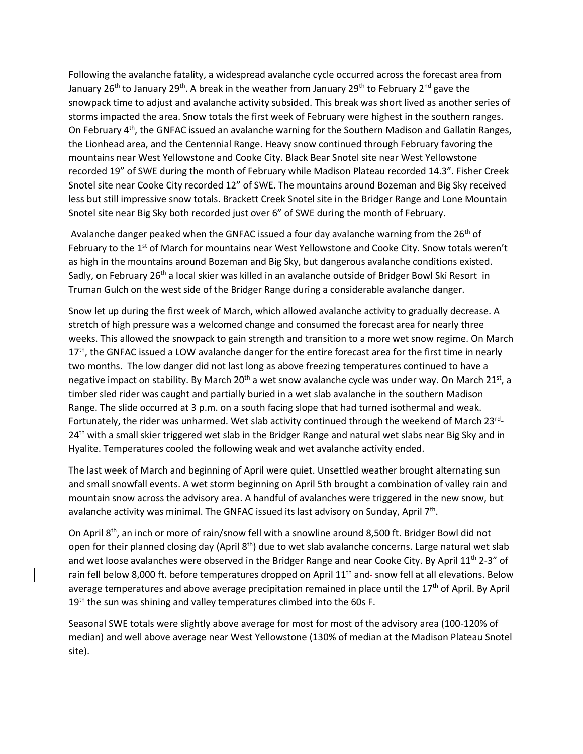Following the avalanche fatality, a widespread avalanche cycle occurred across the forecast area from January 26th to January 29th. A break in the weather from January 29th to February 2nd gave the snowpack time to adjust and avalanche activity subsided. This break was short lived as another series of storms impacted the area. Snow totals the first week of February were highest in the southern ranges. On February 4th, the GNFAC issued an avalanche warning for the Southern Madison and Gallatin Ranges, the Lionhead area, and the Centennial Range. Heavy snow continued through February favoring the mountains near West Yellowstone and Cooke City. Black Bear Snotel site near West Yellowstone recorded 19" of SWE during the month of February while Madison Plateau recorded 14.3". Fisher Creek Snotel site near Cooke City recorded 12" of SWE. The mountains around Bozeman and Big Sky received less but still impressive snow totals. Brackett Creek Snotel site in the Bridger Range and Lone Mountain Snotel site near Big Sky both recorded just over 6" of SWE during the month of February.

Avalanche danger peaked when the GNFAC issued a four day avalanche warning from the 26th of February to the 1st of March for mountains near West Yellowstone and Cooke City. Snow totals weren't as high in the mountains around Bozeman and Big Sky, but dangerous avalanche conditions existed. Sadly, on February 26th a local skier was killed in an avalanche outside of Bridger Bowl Ski Resort in Truman Gulch on the west side of the Bridger Range during a considerable avalanche danger.

Snow let up during the first week of March, which allowed avalanche activity to gradually decrease. A stretch of high pressure was a welcomed change and consumed the forecast area for nearly three weeks. This allowed the snowpack to gain strength and transition to a more wet snow regime. On March 17th, the GNFAC issued a LOW avalanche danger for the entire forecast area for the first time in nearly two months. The low danger did not last long as above freezing temperatures continued to have a negative impact on stability. By March 20th a wet snow avalanche cycle was under way. On March 21st, a timber sled rider was caught and partially buried in a wet slab avalanche in the southern Madison Range. The slide occurred at 3 p.m. on a south facing slope that had turned isothermal and weak. Fortunately, the rider was unharmed. Wet slab activity continued through the weekend of March 23rd-24th with a small skier triggered wet slab in the Bridger Range and natural wet slabs near Big Sky and in Hyalite. Temperatures cooled the following weak and wet avalanche activity ended.

The last week of March and beginning of April were quiet. Unsettled weather brought alternating sun and small snowfall events. A wet storm beginning on April 5th brought a combination of valley rain and mountain snow across the advisory area. A handful of avalanches were triggered in the new snow, but avalanche activity was minimal. The GNFAC issued its last advisory on Sunday, April 7th.

On April 8th, an inch or more of rain/snow fell with a snowline around 8,500 ft. Bridger Bowl did not open for their planned closing day (April 8th) due to wet slab avalanche concerns. Large natural wet slab and wet loose avalanches were observed in the Bridger Range and near Cooke City. By April 11th 2-3" of rain fell below 8,000 ft. before temperatures dropped on April 11th and snow fell at all elevations. Below average temperatures and above average precipitation remained in place until the 17th of April. By April 19th the sun was shining and valley temperatures climbed into the 60s F.

Seasonal SWE totals were slightly above average for most for most of the advisory area (100-120% of median) and well above average near West Yellowstone (130% of median at the Madison Plateau Snotel site).